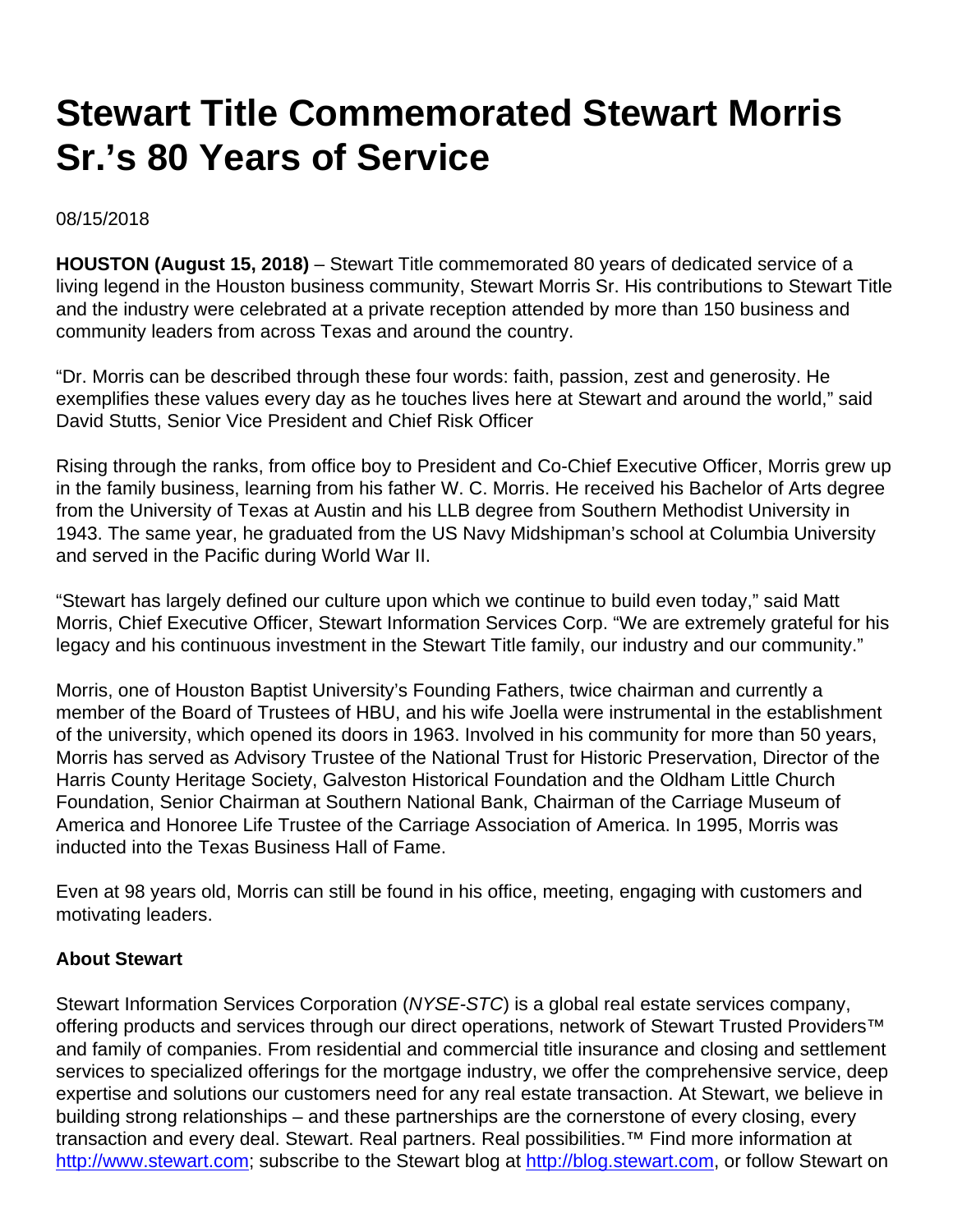# Stewart Title Commemorated Stewart Morris Sr.'s 80 Years of Service

08/15/2018

**HOUSTON (August 15, 2018)** – Stewart Title commemorated 80 years of dedicated service of a living legend in the Houston business community, Stewart Morris Sr. His contributions to Stewart Title and the industry were celebrated at a private reception attended by more than 150 business and community leaders from across Texas and around the country.

"Dr. Morris can be described through these four words: faith, passion, zest and generosity. He exemplifies these values every day as he touches lives here at Stewart and around the world," said David Stutts, Senior Vice President and Chief Risk Officer

Rising through the ranks, from office boy to President and Co-Chief Executive Officer, Morris grew up in the family business, learning from his father W. C. Morris. He received his Bachelor of Arts degree from the University of Texas at Austin and his LLB degree from Southern Methodist University in 1943. The same year, he graduated from the US Navy Midshipman's school at Columbia University and served in the Pacific during World War II.

"Stewart has largely defined our culture upon which we continue to build even today," said Matt Morris, Chief Executive Officer, Stewart Information Services Corp. "We are extremely grateful for his legacy and his continuous investment in the Stewart Title family, our industry and our community."

Morris, one of Houston Baptist University's Founding Fathers, twice chairman and currently a member of the Board of Trustees of HBU, and his wife Joella were instrumental in the establishment of the university, which opened its doors in 1963. Involved in his community for more than 50 years, Morris has served as Advisory Trustee of the National Trust for Historic Preservation, Director of the Harris County Heritage Society, Galveston Historical Foundation and the Oldham Little Church Foundation, Senior Chairman at Southern National Bank, Chairman of the Carriage Museum of America and Honoree Life Trustee of the Carriage Association of America. In 1995, Morris was inducted into the Texas Business Hall of Fame.

Even at 98 years old, Morris can still be found in his office, meeting, engaging with customers and motivating leaders.

**About Stewart**

Stewart Information Services Corporation (*NYSE-STC*) is a global real estate services company, offering products and services through our direct operations, network of Stewart Trusted Providers™ and family of companies. From residential and commercial title insurance and closing and settlement services to specialized offerings for the mortgage industry, we offer the comprehensive service, deep expertise and solutions our customers need for any real estate transaction. At Stewart, we believe in building strong relationships – and these partnerships are the cornerstone of every closing, every transaction and every deal. Stewart. Real partners. Real possibilities.™ Find more information at http://www.stewart.com; subscribe to the Stewart blog at http://blog.stewart.com, or follow Stewart on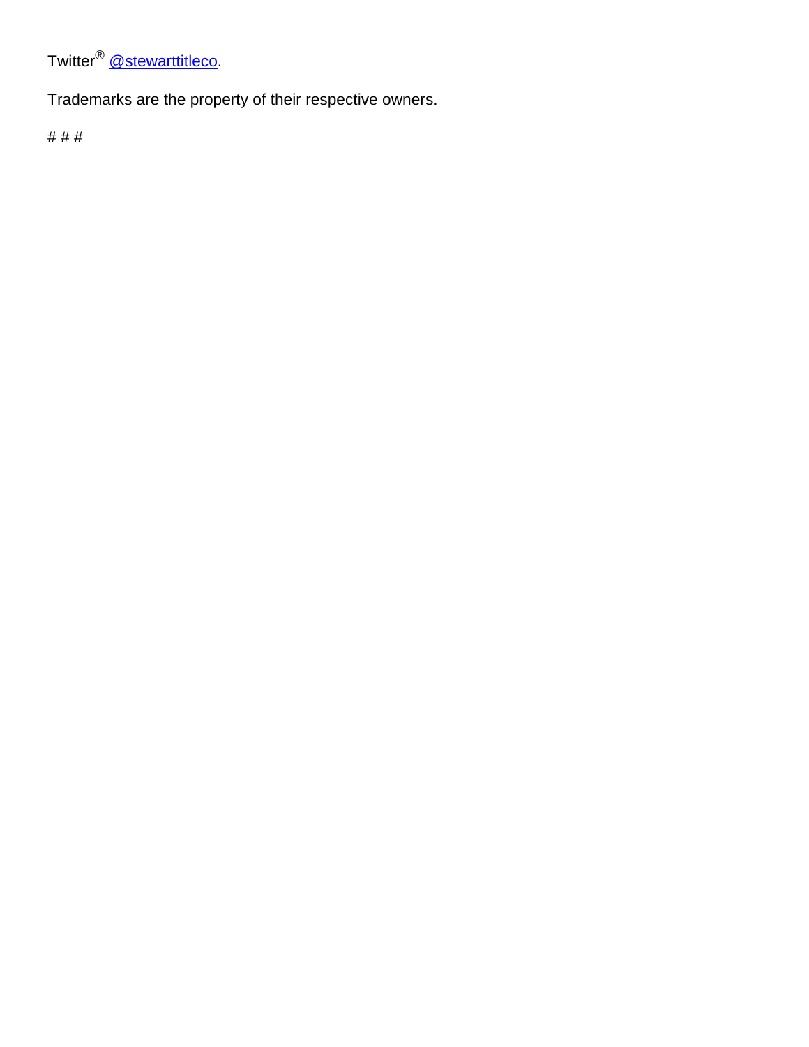Twitter® [@stewarttitleco](https://twitter.com/stewarttitleco).

Trademarks are the property of their respective owners.

# # #